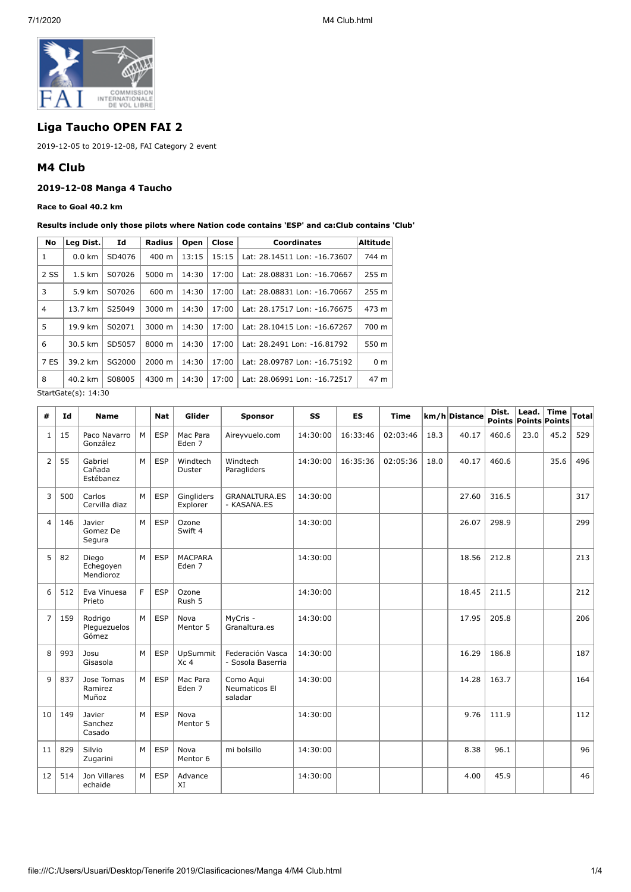## Liga Taucho OPEN FAI 2

2019-12-05 to 2019-12-08, FAI Category 2 event

## M4 Club

### 2019-12-08 Manga 4 Taucho

**Race to Goal 40.2 km**

**Results include only those pilots where Nation code contains 'ESP' and ca:Club contains 'Club'**

| No | Leg Dist. | Id | Radius | Open | Close | Coordinates | Altitude |
|---|---|---|---|---|---|---|---|
| 1 | 0.0 km | SD4076 | 400 m | 13:15 | 15:15 | Lat: 28.14511 Lon: -16.73607 | 744 m |
| 2 SS | 1.5 km | S07026 | 5000 m | 14:30 | 17:00 | Lat: 28.08831 Lon: -16.70667 | 255 m |
| 3 | 5.9 km | S07026 | 600 m | 14:30 | 17:00 | Lat: 28.08831 Lon: -16.70667 | 255 m |
| 4 | 13.7 km | S25049 | 3000 m | 14:30 | 17:00 | Lat: 28.17517 Lon: -16.76675 | 473 m |
| 5 | 19.9 km | S02071 | 3000 m | 14:30 | 17:00 | Lat: 28.10415 Lon: -16.67267 | 700 m |
| 6 | 30.5 km | SD5057 | 8000 m | 14:30 | 17:00 | Lat: 28.2491 Lon: -16.81792 | 550 m |
| 7 ES | 39.2 km | SG2000 | 2000 m | 14:30 | 17:00 | Lat: 28.09787 Lon: -16.75192 | 0 m |
| 8 | 40.2 km | S08005 | 4300 m | 14:30 | 17:00 | Lat: 28.06991 Lon: -16.72517 | 47 m |

StartGate(s): 14:30

| # | Id | Name | | Nat | Glider | Sponsor | SS | ES | Time | km/h | Distance | Dist. Points | Lead. Points | Time Points | Total |
|---|---|---|---|---|---|---|---|---|---|---|---|---|---|---|---|
| 1 | 15 | Paco Navarro González | M | ESP | Mac Para Eden 7 | Aireyvuelo.com | 14:30:00 | 16:33:46 | 02:03:46 | 18.3 | 40.17 | 460.6 | 23.0 | 45.2 | 529 |
| 2 | 55 | Gabriel Cañada Estébanez | M | ESP | Windtech Duster | Windtech Paragliders | 14:30:00 | 16:35:36 | 02:05:36 | 18.0 | 40.17 | 460.6 | | 35.6 | 496 |
| 3 | 500 | Carlos Cervilla diaz | M | ESP | Gingliders Explorer | GRANALTURA.ES - KASANA.ES | 14:30:00 | | | | 27.60 | 316.5 | | | 317 |
| 4 | 146 | Javier Gomez De Segura | M | ESP | Ozone Swift 4 | | 14:30:00 | | | | 26.07 | 298.9 | | | 299 |
| 5 | 82 | Diego Echegoyen Mendioroz | M | ESP | MACPARA Eden 7 | | 14:30:00 | | | | 18.56 | 212.8 | | | 213 |
| 6 | 512 | Eva Vinuesa Prieto | F | ESP | Ozone Rush 5 | | 14:30:00 | | | | 18.45 | 211.5 | | | 212 |
| 7 | 159 | Rodrigo Pleguezuelos Gómez | M | ESP | Nova Mentor 5 | MyCris - Granaltura.es | 14:30:00 | | | | 17.95 | 205.8 | | | 206 |
| 8 | 993 | Josu Gisasola | M | ESP | UpSummit Xc 4 | Federación Vasca - Sosola Baserria | 14:30:00 | | | | 16.29 | 186.8 | | | 187 |
| 9 | 837 | Jose Tomas Ramirez Muñoz | M | ESP | Mac Para Eden 7 | Como Aqui Neumaticos El saladar | 14:30:00 | | | | 14.28 | 163.7 | | | 164 |
| 10 | 149 | Javier Sanchez Casado | M | ESP | Nova Mentor 5 | | 14:30:00 | | | | 9.76 | 111.9 | | | 112 |
| 11 | 829 | Silvio Zugarini | M | ESP | Nova Mentor 6 | mi bolsillo | 14:30:00 | | | | 8.38 | 96.1 | | | 96 |
| 12 | 514 | Jon Villares echaide | M | ESP | Advance XI | | 14:30:00 | | | | 4.00 | 45.9 | | | 46 |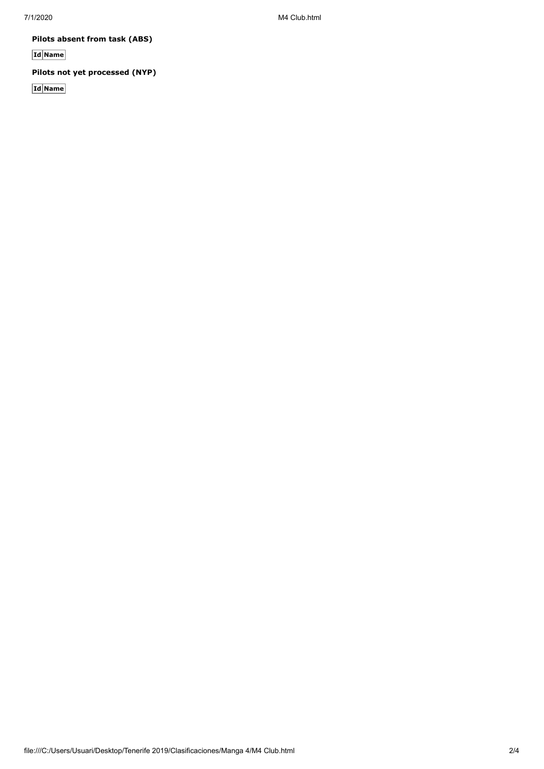**Pilots absent from task (ABS)**

| Id | Name |
|---|---|

**Pilots not yet processed (NYP)**

| Id | Name |
|---|---|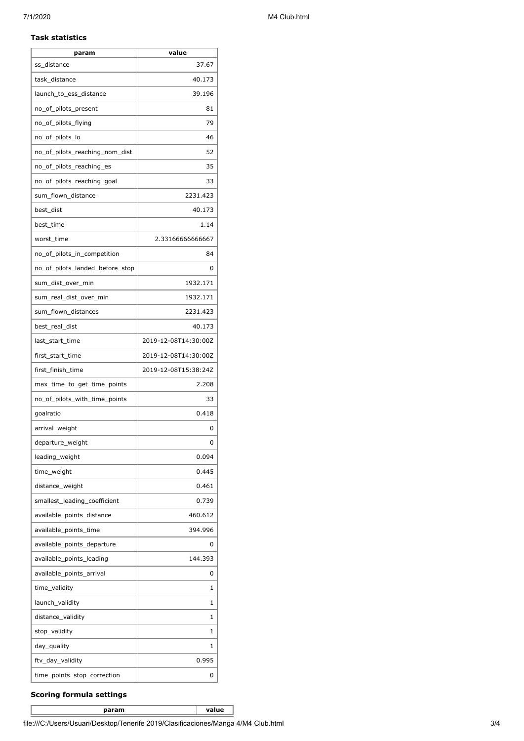### Task statistics

| param | value |
|---|---|
| ss_distance | 37.67 |
| task_distance | 40.173 |
| launch_to_ess_distance | 39.196 |
| no_of_pilots_present | 81 |
| no_of_pilots_flying | 79 |
| no_of_pilots_lo | 46 |
| no_of_pilots_reaching_nom_dist | 52 |
| no_of_pilots_reaching_es | 35 |
| no_of_pilots_reaching_goal | 33 |
| sum_flown_distance | 2231.423 |
| best_dist | 40.173 |
| best_time | 1.14 |
| worst_time | 2.33166666666667 |
| no_of_pilots_in_competition | 84 |
| no_of_pilots_landed_before_stop | 0 |
| sum_dist_over_min | 1932.171 |
| sum_real_dist_over_min | 1932.171 |
| sum_flown_distances | 2231.423 |
| best_real_dist | 40.173 |
| last_start_time | 2019-12-08T14:30:00Z |
| first_start_time | 2019-12-08T14:30:00Z |
| first_finish_time | 2019-12-08T15:38:24Z |
| max_time_to_get_time_points | 2.208 |
| no_of_pilots_with_time_points | 33 |
| goalratio | 0.418 |
| arrival_weight | 0 |
| departure_weight | 0 |
| leading_weight | 0.094 |
| time_weight | 0.445 |
| distance_weight | 0.461 |
| smallest_leading_coefficient | 0.739 |
| available_points_distance | 460.612 |
| available_points_time | 394.996 |
| available_points_departure | 0 |
| available_points_leading | 144.393 |
| available_points_arrival | 0 |
| time_validity | 1 |
| launch_validity | 1 |
| distance_validity | 1 |
| stop_validity | 1 |
| day_quality | 1 |
| ftv_day_validity | 0.995 |
| time_points_stop_correction | 0 |

### Scoring formula settings

| param | value |
|---|---|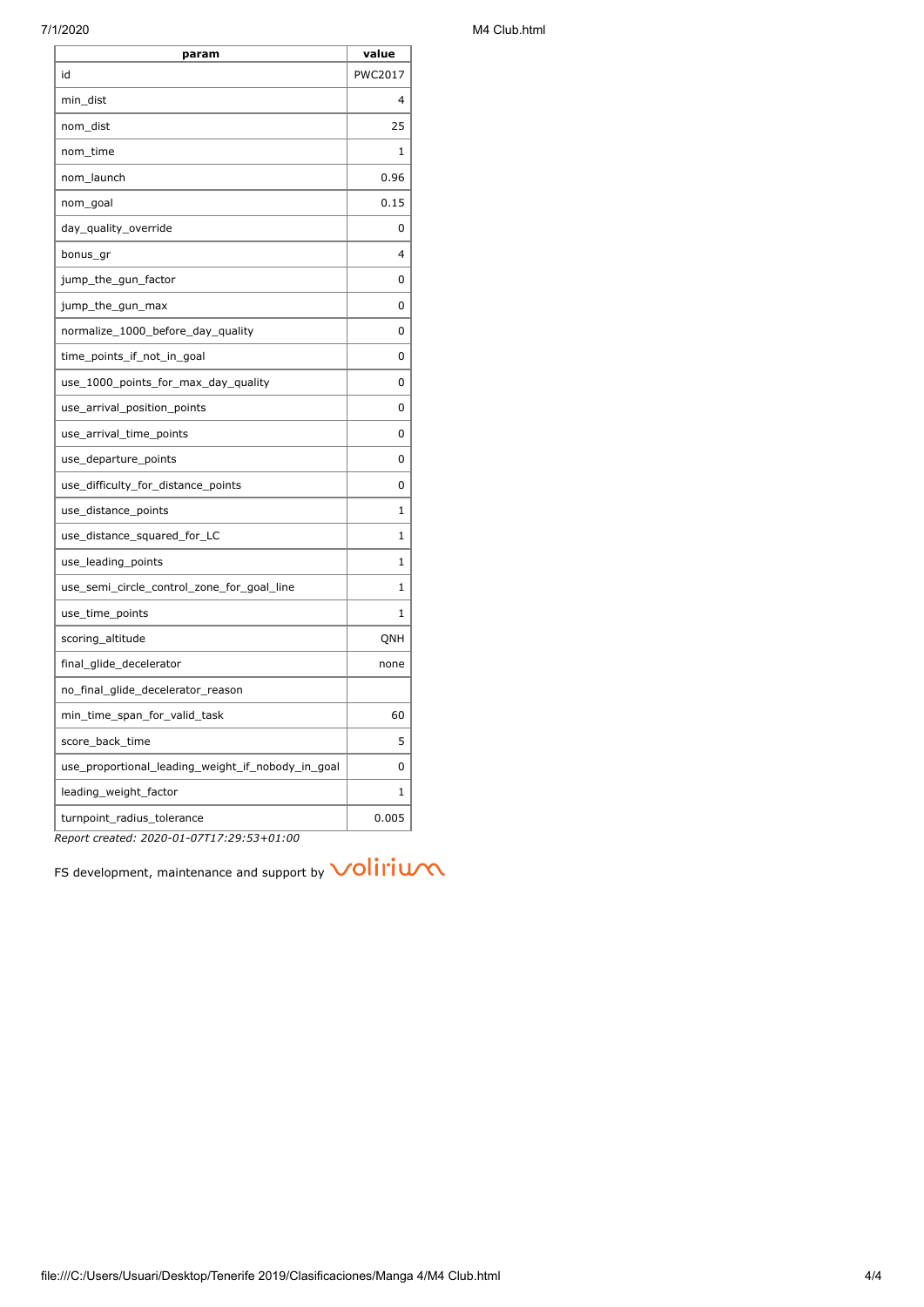| param | value |
|---|---|
| id | PWC2017 |
| min_dist | 4 |
| nom_dist | 25 |
| nom_time | 1 |
| nom_launch | 0.96 |
| nom_goal | 0.15 |
| day_quality_override | 0 |
| bonus_gr | 4 |
| jump_the_gun_factor | 0 |
| jump_the_gun_max | 0 |
| normalize_1000_before_day_quality | 0 |
| time_points_if_not_in_goal | 0 |
| use_1000_points_for_max_day_quality | 0 |
| use_arrival_position_points | 0 |
| use_arrival_time_points | 0 |
| use_departure_points | 0 |
| use_difficulty_for_distance_points | 0 |
| use_distance_points | 1 |
| use_distance_squared_for_LC | 1 |
| use_leading_points | 1 |
| use_semi_circle_control_zone_for_goal_line | 1 |
| use_time_points | 1 |
| scoring_altitude | QNH |
| final_glide_decelerator | none |
| no_final_glide_decelerator_reason | |
| min_time_span_for_valid_task | 60 |
| score_back_time | 5 |
| use_proportional_leading_weight_if_nobody_in_goal | 0 |
| leading_weight_factor | 1 |
| turnpoint_radius_tolerance | 0.005 |

*Report created: 2020-01-07T17:29:53+01:00*

FS development, maintenance and support by volirium